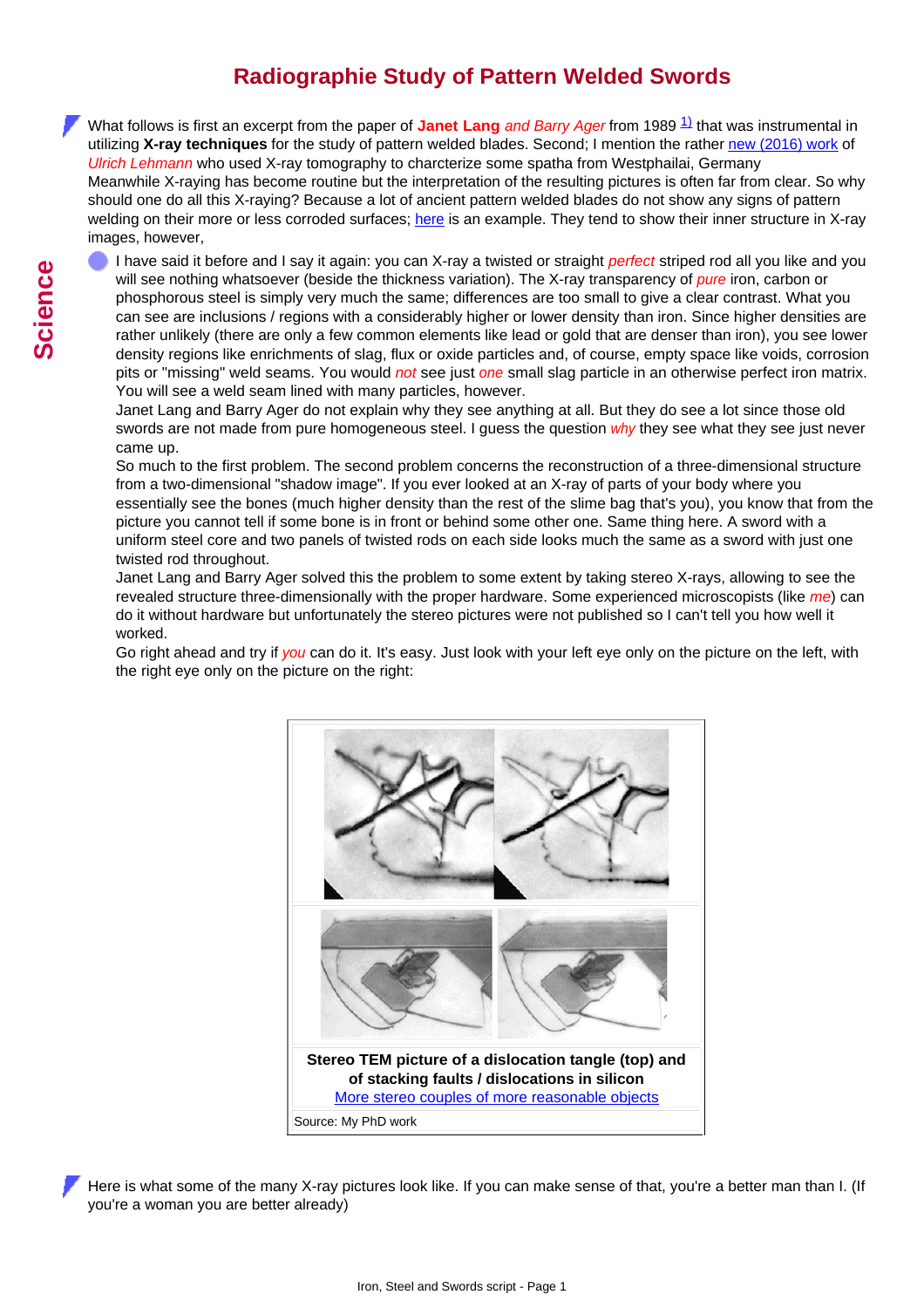# Radiographie Study of Pattern Welded Swords

What follows is first an excerpt from the paper of **Janet Lang** *and Barry Ager* from 1989 [1] that was instrumental in utilizing **X-ray techniques** for the study of pattern welded blades. Second; I mention the rather new (2016) work of *Ulrich Lehmann* who used X-ray tomography to charcterize some spatha from Westphailai, Germany
Meanwhile X-raying has become routine but the interpretation of the resulting pictures is often far from clear. So why should one do all this X-raying? Because a lot of ancient pattern welded blades do not show any signs of pattern welding on their more or less corroded surfaces; here is an example. They tend to show their inner structure in X-ray images, however,

- I have said it before and I say it again: you can X-ray a twisted or straight *perfect* striped rod all you like and you will see nothing whatsoever (beside the thickness variation). The X-ray transparency of *pure* iron, carbon or phosphorous steel is simply very much the same; differences are too small to give a clear contrast. What you can see are inclusions / regions with a considerably higher or lower density than iron. Since higher densities are rather unlikely (there are only a few common elements like lead or gold that are denser than iron), you see lower density regions like enrichments of slag, flux or oxide particles and, of course, empty space like voids, corrosion pits or "missing" weld seams. You would *not* see just *one* small slag particle in an otherwise perfect iron matrix. You will see a weld seam lined with many particles, however.
  Janet Lang and Barry Ager do not explain why they see anything at all. But they do see a lot since those old swords are not made from pure homogeneous steel. I guess the question *why* they see what they see just never came up.
  So much to the first problem. The second problem concerns the reconstruction of a three-dimensional structure from a two-dimensional "shadow image". If you ever looked at an X-ray of parts of your body where you essentially see the bones (much higher density than the rest of the slime bag that's you), you know that from the picture you cannot tell if some bone is in front or behind some other one. Same thing here. A sword with a uniform steel core and two panels of twisted rods on each side looks much the same as a sword with just one twisted rod throughout.
  Janet Lang and Barry Ager solved this the problem to some extent by taking stereo X-rays, allowing to see the revealed structure three-dimensionally with the proper hardware. Some experienced microscopists (like *me*) can do it without hardware but unfortunately the stereo pictures were not published so I can't tell you how well it worked.
  Go right ahead and try if *you* can do it. It's easy. Just look with your left eye only on the picture on the left, with the right eye only on the picture on the right:

**Stereo TEM picture of a dislocation tangle (top) and of stacking faults / dislocations in silicon**
More stereo couples of more reasonable objects

Source: My PhD work

Here is what some of the many X-ray pictures look like. If you can make sense of that, you're a better man than I. (If you're a woman you are better already)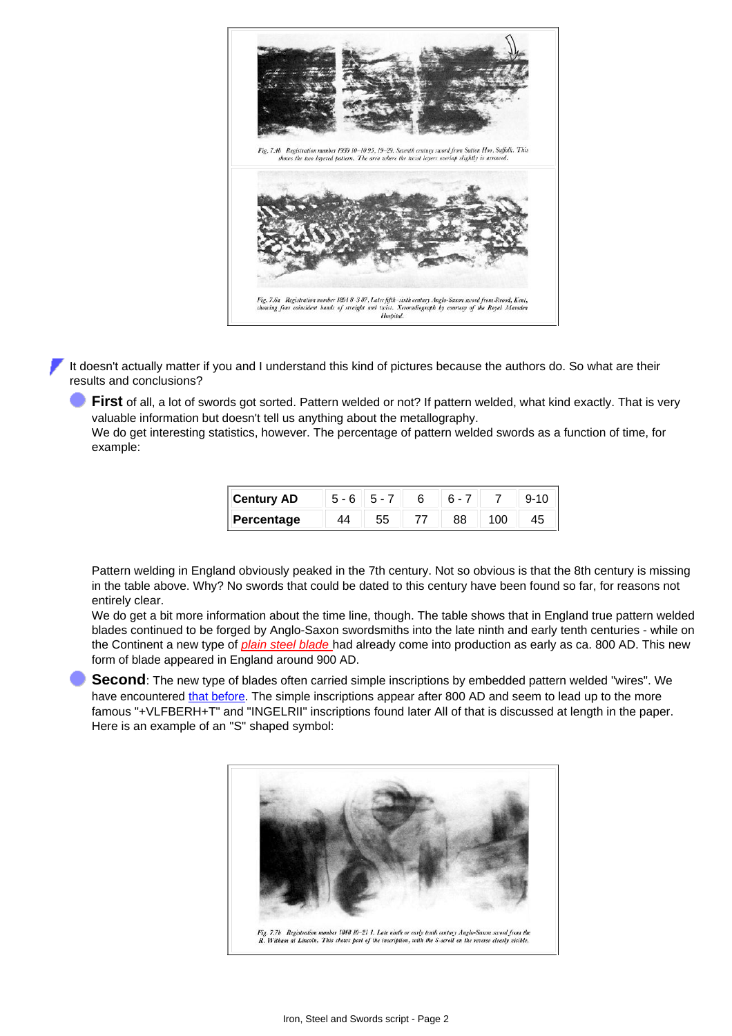Fig. 7.4b Registration number 1939 10-10 95, 19-29. Seventh century sword from Sutton Hoo, Suffolk. This shows the two layered pattern. The area where the twist layers overlap slightly is arrowed.

Fig. 7.6a Registration number 1894 8-3 87, Later fifth–sixth century Anglo-Saxon sword from Strood, Kent, showing four coincident bands of straight and twist. Xeroradiograph by courtesy of the Royal Marsden Hospital.

It doesn't actually matter if you and I understand this kind of pictures because the authors do. So what are their results and conclusions?

- **First** of all, a lot of swords got sorted. Pattern welded or not? If pattern welded, what kind exactly. That is very valuable information but doesn't tell us anything about the metallography.
  We do get interesting statistics, however. The percentage of pattern welded swords as a function of time, for example:

| Century AD | 5 - 6 | 5 - 7 | 6 | 6 - 7 | 7 | 9-10 |
|---|---|---|---|---|---|---|
| Percentage | 44 | 55 | 77 | 88 | 100 | 45 |

  Pattern welding in England obviously peaked in the 7th century. Not so obvious is that the 8th century is missing in the table above. Why? No swords that could be dated to this century have been found so far, for reasons not entirely clear.
  We do get a bit more information about the time line, though. The table shows that in England true pattern welded blades continued to be forged by Anglo-Saxon swordsmiths into the late ninth and early tenth centuries - while on the Continent a new type of *plain steel blade* had already come into production as early as ca. 800 AD. This new form of blade appeared in England around 900 AD.

- **Second**: The new type of blades often carried simple inscriptions by embedded pattern welded "wires". We have encountered that before. The simple inscriptions appear after 800 AD and seem to lead up to the more famous "+VLFBERH+T" and "INGELRII" inscriptions found later All of that is discussed at length in the paper. Here is an example of an "S" shaped symbol:

Fig. 7.7b Registration number 1848 10-21 1. Late ninth or early tenth century Anglo-Saxon sword from the R. Witham at Lincoln. This shows part of the inscription, with the S-scroll on the reverse clearly visible.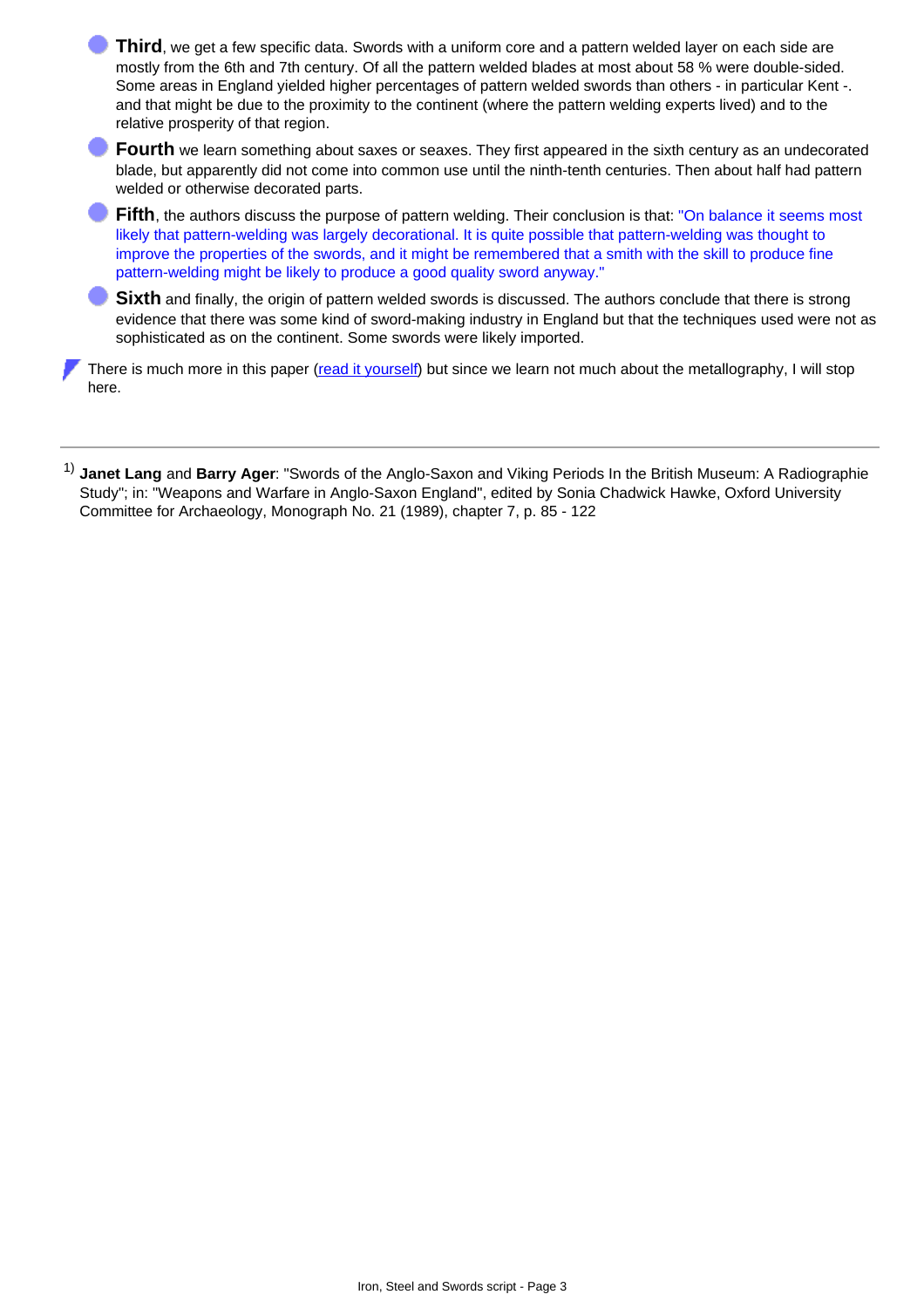- **Third**, we get a few specific data. Swords with a uniform core and a pattern welded layer on each side are mostly from the 6th and 7th century. Of all the pattern welded blades at most about 58 % were double-sided. Some areas in England yielded higher percentages of pattern welded swords than others - in particular Kent -. and that might be due to the proximity to the continent (where the pattern welding experts lived) and to the relative prosperity of that region.

- **Fourth** we learn something about saxes or seaxes. They first appeared in the sixth century as an undecorated blade, but apparently did not come into common use until the ninth-tenth centuries. Then about half had pattern welded or otherwise decorated parts.

- **Fifth**, the authors discuss the purpose of pattern welding. Their conclusion is that: "On balance it seems most likely that pattern-welding was largely decorational. It is quite possible that pattern-welding was thought to improve the properties of the swords, and it might be remembered that a smith with the skill to produce fine pattern-welding might be likely to produce a good quality sword anyway."

- **Sixth** and finally, the origin of pattern welded swords is discussed. The authors conclude that there is strong evidence that there was some kind of sword-making industry in England but that the techniques used were not as sophisticated as on the continent. Some swords were likely imported.

There is much more in this paper (read it yourself) but since we learn not much about the metallography, I will stop here.

---

[1] **Janet Lang** and **Barry Ager**: "Swords of the Anglo-Saxon and Viking Periods In the British Museum: A Radiographie Study"; in: "Weapons and Warfare in Anglo-Saxon England", edited by Sonia Chadwick Hawke, Oxford University Committee for Archaeology, Monograph No. 21 (1989), chapter 7, p. 85 - 122